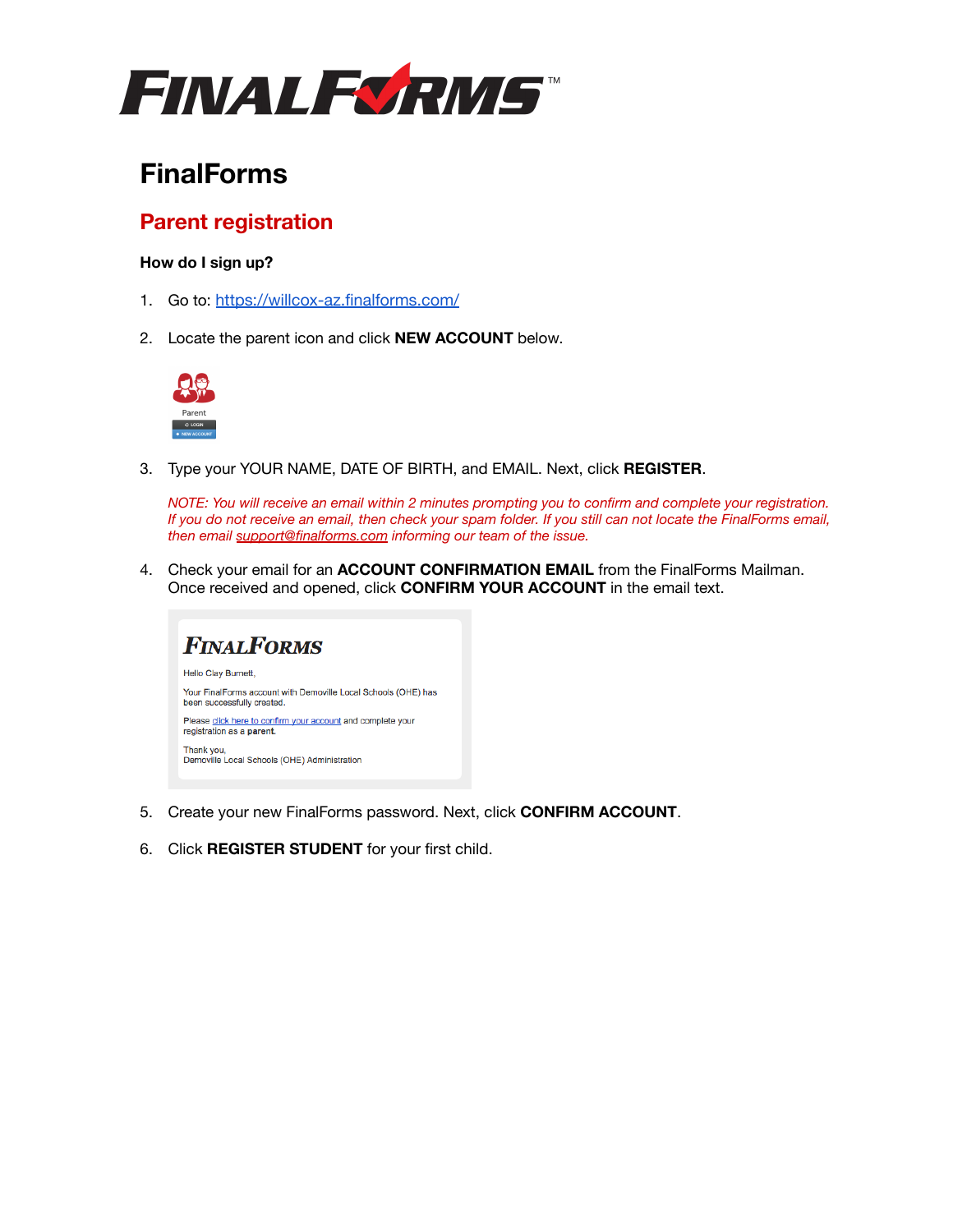# FinalForms

## Parent registration

### How do I sign up?

1. Go to: https://willcox-az.finalforms.com/

2. Locate the parent icon and click **NEW ACCOUNT** below.

3. Type your YOUR NAME, DATE OF BIRTH, and EMAIL. Next, click **REGISTER**.

   *NOTE: You will receive an email within 2 minutes prompting you to confirm and complete your registration. If you do not receive an email, then check your spam folder. If you still can not locate the FinalForms email, then email support@finalforms.com informing our team of the issue.*

4. Check your email for an **ACCOUNT CONFIRMATION EMAIL** from the FinalForms Mailman. Once received and opened, click **CONFIRM YOUR ACCOUNT** in the email text.

5. Create your new FinalForms password. Next, click **CONFIRM ACCOUNT**.

6. Click **REGISTER STUDENT** for your first child.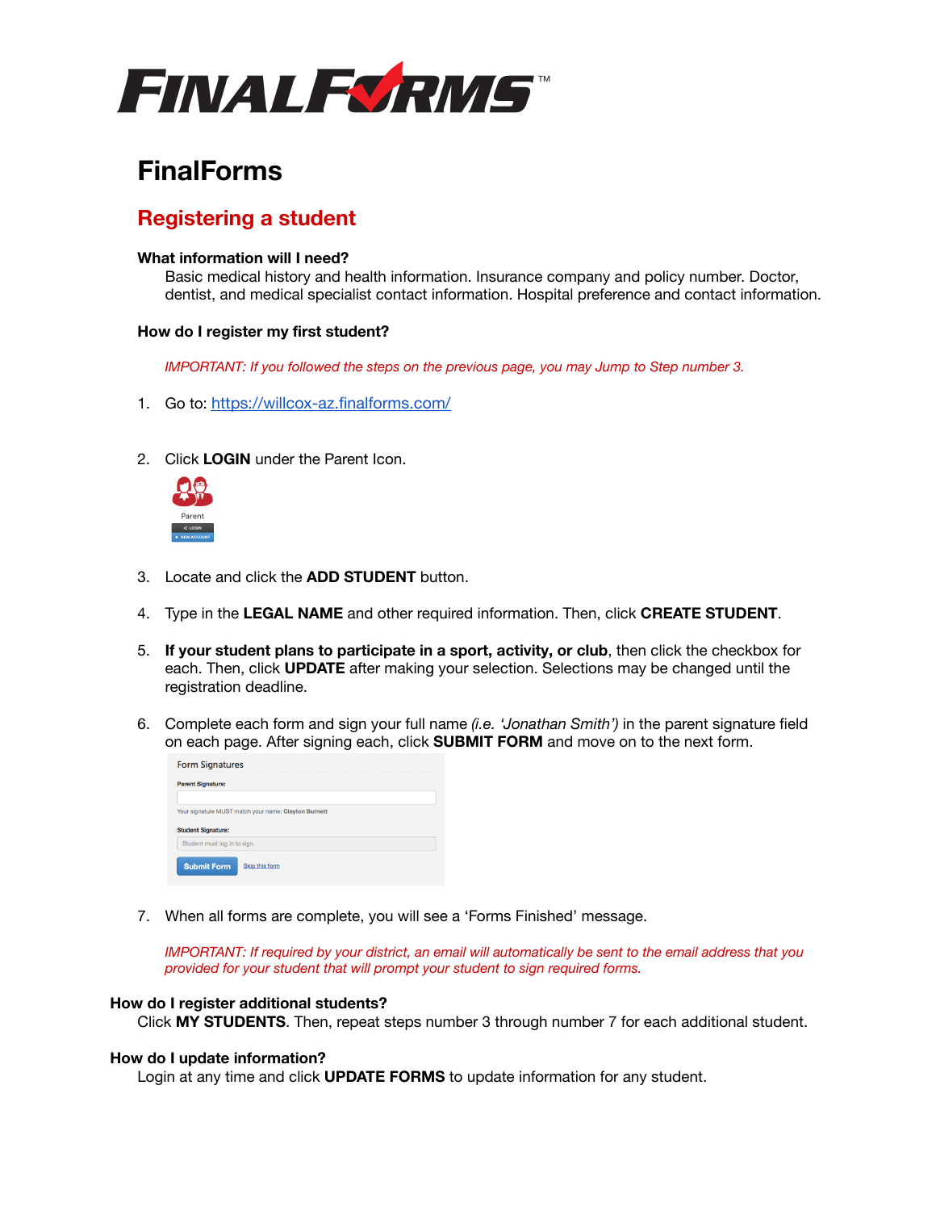# FinalForms

## Registering a student

**What information will I need?**

Basic medical history and health information. Insurance company and policy number. Doctor, dentist, and medical specialist contact information. Hospital preference and contact information.

**How do I register my first student?**

*IMPORTANT: If you followed the steps on the previous page, you may Jump to Step number 3.*

1. Go to: [https://willcox-az.finalforms.com/](https://willcox-az.finalforms.com/)

2. Click **LOGIN** under the Parent Icon.

3. Locate and click the **ADD STUDENT** button.

4. Type in the **LEGAL NAME** and other required information. Then, click **CREATE STUDENT**.

5. **If your student plans to participate in a sport, activity, or club**, then click the checkbox for each. Then, click **UPDATE** after making your selection. Selections may be changed until the registration deadline.

6. Complete each form and sign your full name *(i.e. 'Jonathan Smith')* in the parent signature field on each page. After signing each, click **SUBMIT FORM** and move on to the next form.

7. When all forms are complete, you will see a 'Forms Finished' message.

   *IMPORTANT: If required by your district, an email will automatically be sent to the email address that you provided for your student that will prompt your student to sign required forms.*

**How do I register additional students?**

Click **MY STUDENTS**. Then, repeat steps number 3 through number 7 for each additional student.

**How do I update information?**

Login at any time and click **UPDATE FORMS** to update information for any student.